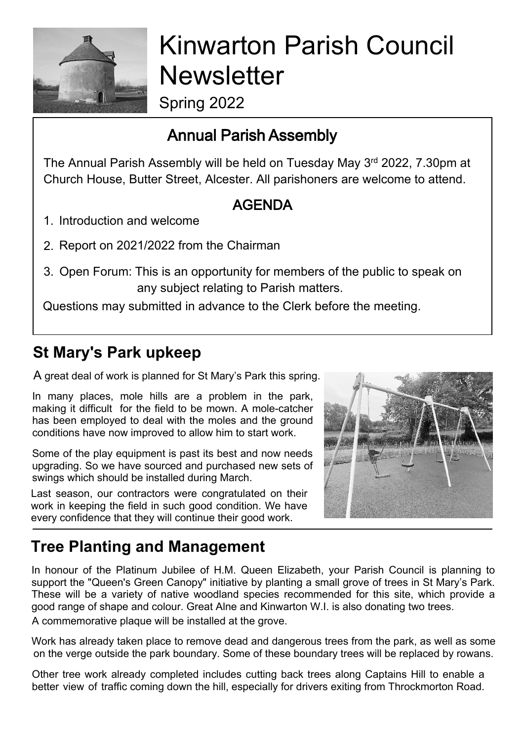# Kinwarton Parish Council Newsletter

Spring 2022

## Annual Parish Assembly

The Annual Parish Assembly will be held on Tuesday May 3rd 2022, 7.30pm at Church House, Butter Street, Alcester. All parishoners are welcome to attend.

### AGENDA

1. Introduction and welcome
2. Report on 2021/2022 from the Chairman
3. Open Forum: This is an opportunity for members of the public to speak on any subject relating to Parish matters.

Questions may submitted in advance to the Clerk before the meeting.

## St Mary's Park upkeep

A great deal of work is planned for St Mary's Park this spring.

In many places, mole hills are a problem in the park, making it difficult for the field to be mown. A mole-catcher has been employed to deal with the moles and the ground conditions have now improved to allow him to start work.

Some of the play equipment is past its best and now needs upgrading. So we have sourced and purchased new sets of swings which should be installed during March.

Last season, our contractors were congratulated on their work in keeping the field in such good condition. We have every confidence that they will continue their good work.

## Tree Planting and Management

In honour of the Platinum Jubilee of H.M. Queen Elizabeth, your Parish Council is planning to support the "Queen's Green Canopy" initiative by planting a small grove of trees in St Mary's Park. These will be a variety of native woodland species recommended for this site, which provide a good range of shape and colour. Great Alne and Kinwarton W.I. is also donating two trees.

A commemorative plaque will be installed at the grove.

Work has already taken place to remove dead and dangerous trees from the park, as well as some on the verge outside the park boundary. Some of these boundary trees will be replaced by rowans.

Other tree work already completed includes cutting back trees along Captains Hill to enable a better view of traffic coming down the hill, especially for drivers exiting from Throckmorton Road.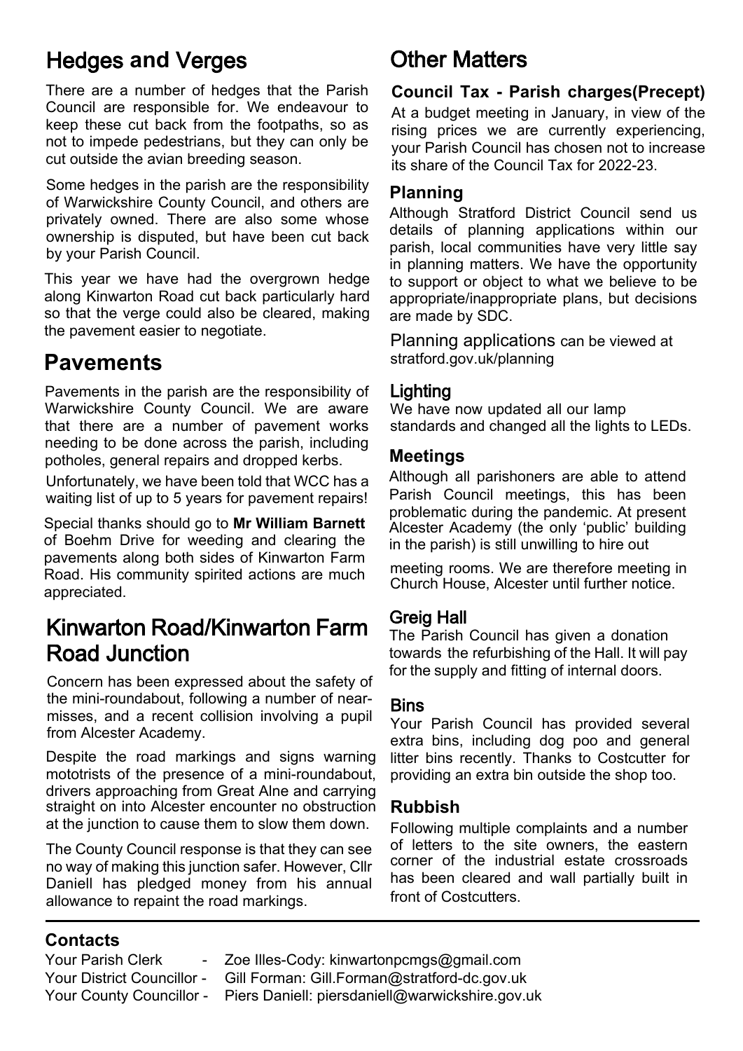## Hedges and Verges

There are a number of hedges that the Parish Council are responsible for. We endeavour to keep these cut back from the footpaths, so as not to impede pedestrians, but they can only be cut outside the avian breeding season.

Some hedges in the parish are the responsibility of Warwickshire County Council, and others are privately owned. There are also some whose ownership is disputed, but have been cut back by your Parish Council.

This year we have had the overgrown hedge along Kinwarton Road cut back particularly hard so that the verge could also be cleared, making the pavement easier to negotiate.

## Pavements

Pavements in the parish are the responsibility of Warwickshire County Council. We are aware that there are a number of pavement works needing to be done across the parish, including potholes, general repairs and dropped kerbs.

Unfortunately, we have been told that WCC has a waiting list of up to 5 years for pavement repairs!

Special thanks should go to **Mr William Barnett** of Boehm Drive for weeding and clearing the pavements along both sides of Kinwarton Farm Road. His community spirited actions are much appreciated.

## Kinwarton Road/Kinwarton Farm Road Junction

Concern has been expressed about the safety of the mini-roundabout, following a number of near-misses, and a recent collision involving a pupil from Alcester Academy.

Despite the road markings and signs warning mototrists of the presence of a mini-roundabout, drivers approaching from Great Alne and carrying straight on into Alcester encounter no obstruction at the junction to cause them to slow them down.

The County Council response is that they can see no way of making this junction safer. However, Cllr Daniell has pledged money from his annual allowance to repaint the road markings.

## Other Matters

### Council Tax - Parish charges(Precept)

At a budget meeting in January, in view of the rising prices we are currently experiencing, your Parish Council has chosen not to increase its share of the Council Tax for 2022-23.

### Planning

Although Stratford District Council send us details of planning applications within our parish, local communities have very little say in planning matters. We have the opportunity to support or object to what we believe to be appropriate/inappropriate plans, but decisions are made by SDC.

Planning applications can be viewed at stratford.gov.uk/planning

### Lighting

We have now updated all our lamp standards and changed all the lights to LEDs.

### Meetings

Although all parishoners are able to attend Parish Council meetings, this has been problematic during the pandemic. At present Alcester Academy (the only 'public' building in the parish) is still unwilling to hire out meeting rooms. We are therefore meeting in Church House, Alcester until further notice.

### Greig Hall

The Parish Council has given a donation towards the refurbishing of the Hall. It will pay for the supply and fitting of internal doors.

### Bins

Your Parish Council has provided several extra bins, including dog poo and general litter bins recently. Thanks to Costcutter for providing an extra bin outside the shop too.

### Rubbish

Following multiple complaints and a number of letters to the site owners, the eastern corner of the industrial estate crossroads has been cleared and wall partially built in front of Costcutters.

### Contacts

Your Parish Clerk - Zoe Illes-Cody: kinwartonpcmgs@gmail.com
Your District Councillor - Gill Forman: Gill.Forman@stratford-dc.gov.uk
Your County Councillor - Piers Daniell: piersdaniell@warwickshire.gov.uk